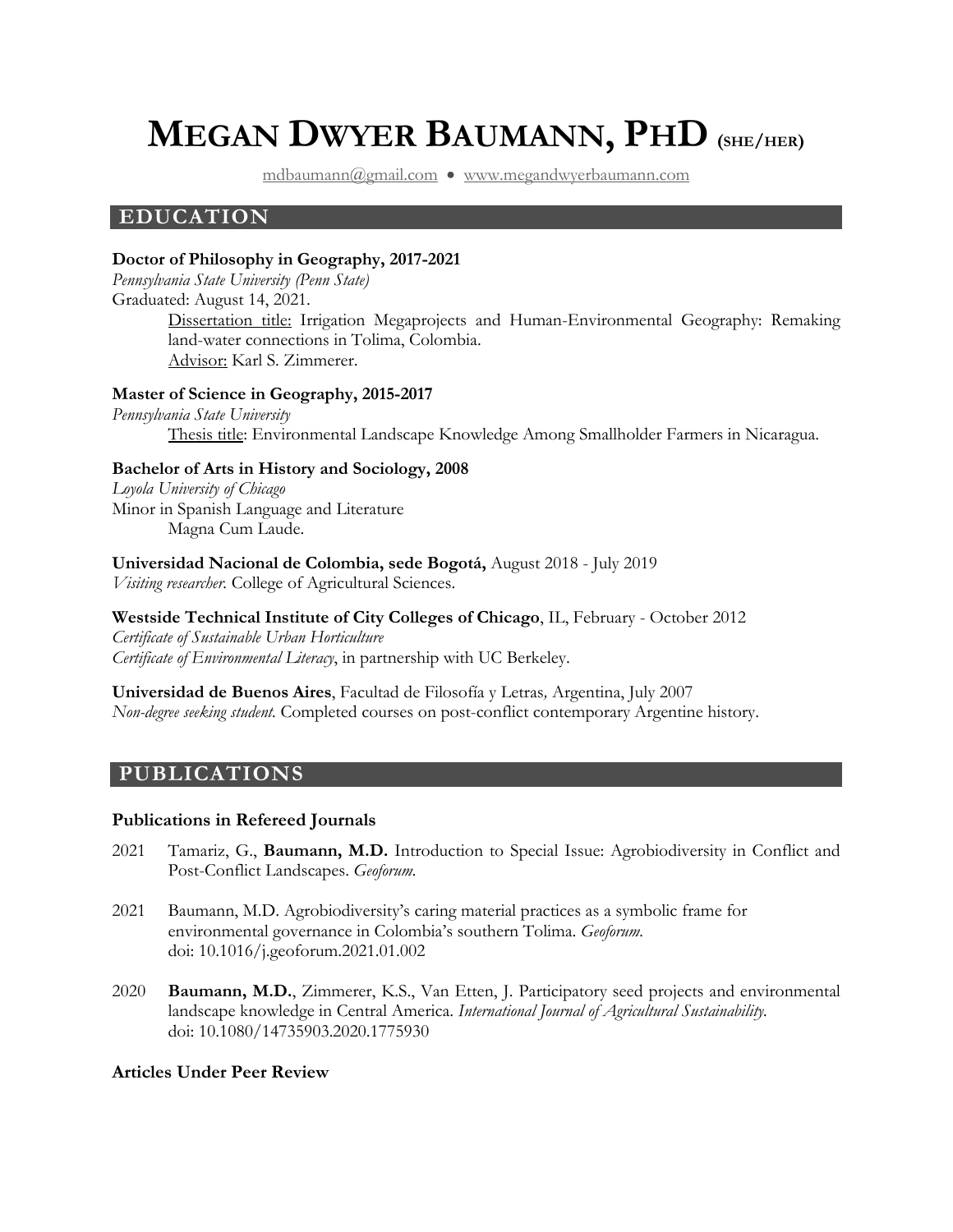# MEGAN DWYER BAUMANN, PHD (SHE/HER)

mdbaumann@gmail.com • www.megandwyerbaumann.com

## EDUCATION

**Doctor of Philosophy in Geography, 2017-2021**
*Pennsylvania State University (Penn State)*
Graduated: August 14, 2021.

> Dissertation title: Irrigation Megaprojects and Human-Environmental Geography: Remaking land-water connections in Tolima, Colombia.
> Advisor: Karl S. Zimmerer.

**Master of Science in Geography, 2015-2017**
*Pennsylvania State University*

> Thesis title: Environmental Landscape Knowledge Among Smallholder Farmers in Nicaragua.

**Bachelor of Arts in History and Sociology, 2008**
*Loyola University of Chicago*
Minor in Spanish Language and Literature

> Magna Cum Laude.

**Universidad Nacional de Colombia, sede Bogotá,** August 2018 - July 2019
*Visiting researcher*. College of Agricultural Sciences.

**Westside Technical Institute of City Colleges of Chicago**, IL, February - October 2012
*Certificate of Sustainable Urban Horticulture*
*Certificate of Environmental Literacy*, in partnership with UC Berkeley.

**Universidad de Buenos Aires**, Facultad de Filosofía y Letras*,* Argentina, July 2007
*Non-degree seeking student.* Completed courses on post-conflict contemporary Argentine history.

## PUBLICATIONS

### Publications in Refereed Journals

2021 Tamariz, G., **Baumann, M.D.** Introduction to Special Issue: Agrobiodiversity in Conflict and Post-Conflict Landscapes. *Geoforum.*

2021 Baumann, M.D. Agrobiodiversity's caring material practices as a symbolic frame for environmental governance in Colombia's southern Tolima. *Geoforum.* doi: 10.1016/j.geoforum.2021.01.002

2020 **Baumann, M.D.**, Zimmerer, K.S., Van Etten, J. Participatory seed projects and environmental landscape knowledge in Central America. *International Journal of Agricultural Sustainability.* doi: 10.1080/14735903.2020.1775930

### Articles Under Peer Review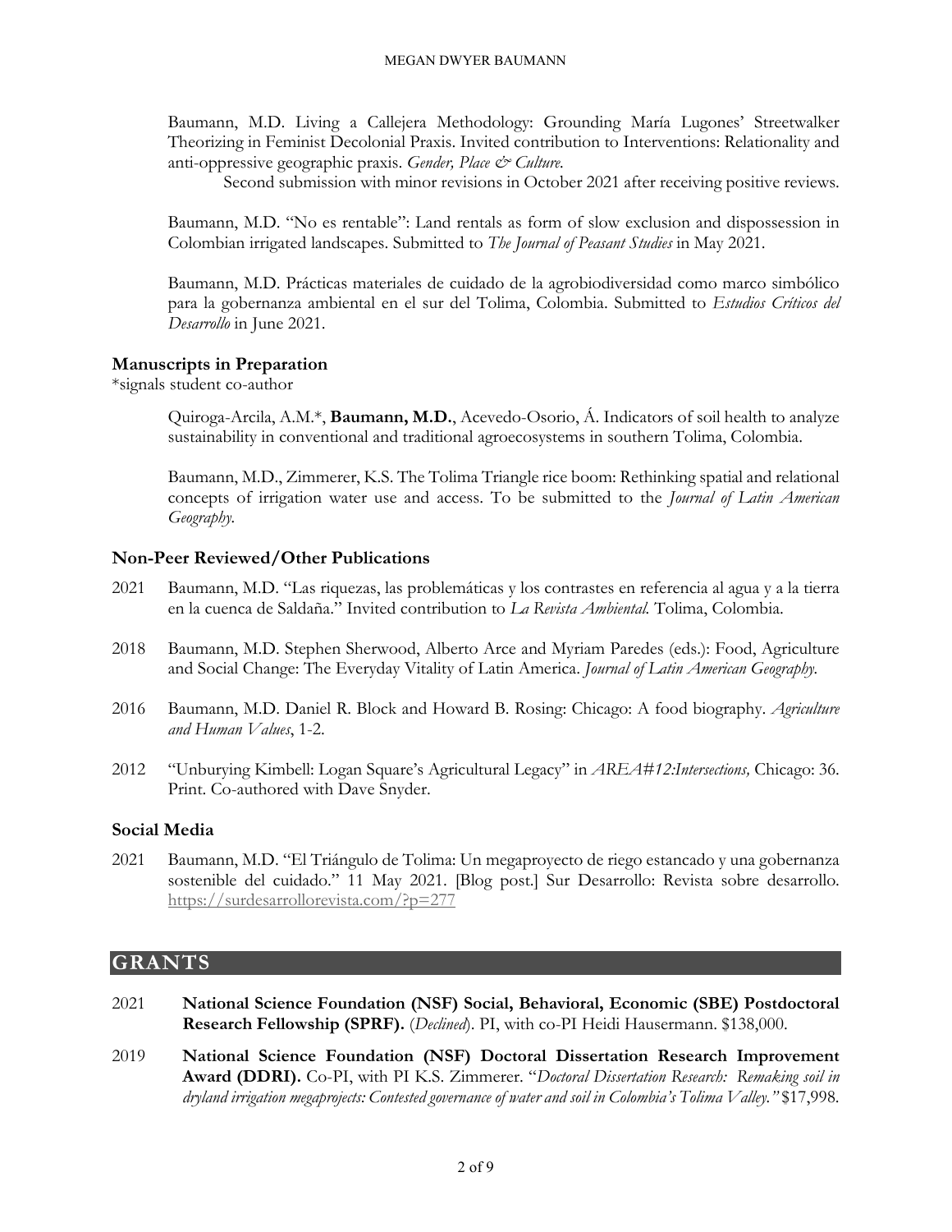Baumann, M.D. Living a Callejera Methodology: Grounding María Lugones' Streetwalker Theorizing in Feminist Decolonial Praxis. Invited contribution to Interventions: Relationality and anti-oppressive geographic praxis. *Gender, Place & Culture.*

Second submission with minor revisions in October 2021 after receiving positive reviews.

Baumann, M.D. "No es rentable": Land rentals as form of slow exclusion and dispossession in Colombian irrigated landscapes. Submitted to *The Journal of Peasant Studies* in May 2021.

Baumann, M.D. Prácticas materiales de cuidado de la agrobiodiversidad como marco simbólico para la gobernanza ambiental en el sur del Tolima, Colombia. Submitted to *Estudios Críticos del Desarrollo* in June 2021.

### Manuscripts in Preparation

*signals student co-author

Quiroga-Arcila, A.M.*, **Baumann, M.D.**, Acevedo-Osorio, Á. Indicators of soil health to analyze sustainability in conventional and traditional agroecosystems in southern Tolima, Colombia.

Baumann, M.D., Zimmerer, K.S. The Tolima Triangle rice boom: Rethinking spatial and relational concepts of irrigation water use and access. To be submitted to the *Journal of Latin American Geography.*

### Non-Peer Reviewed/Other Publications

2021 Baumann, M.D. "Las riquezas, las problemáticas y los contrastes en referencia al agua y a la tierra en la cuenca de Saldaña." Invited contribution to *La Revista Ambiental.* Tolima, Colombia.

2018 Baumann, M.D. Stephen Sherwood, Alberto Arce and Myriam Paredes (eds.): Food, Agriculture and Social Change: The Everyday Vitality of Latin America. *Journal of Latin American Geography.*

2016 Baumann, M.D. Daniel R. Block and Howard B. Rosing: Chicago: A food biography. *Agriculture and Human Values*, 1-2.

2012 "Unburying Kimbell: Logan Square's Agricultural Legacy" in *AREA#12:Intersections,* Chicago: 36. Print. Co-authored with Dave Snyder.

### Social Media

2021 Baumann, M.D. "El Triángulo de Tolima: Un megaproyecto de riego estancado y una gobernanza sostenible del cuidado." 11 May 2021. [Blog post.] Sur Desarrollo: Revista sobre desarrollo. https://surdesarrollorevista.com/?p=277

## GRANTS

2021 **National Science Foundation (NSF) Social, Behavioral, Economic (SBE) Postdoctoral Research Fellowship (SPRF).** (*Declined*). PI, with co-PI Heidi Hausermann. $138,000.

2019 **National Science Foundation (NSF) Doctoral Dissertation Research Improvement Award (DDRI).** Co-PI, with PI K.S. Zimmerer. "*Doctoral Dissertation Research: Remaking soil in dryland irrigation megaprojects: Contested governance of water and soil in Colombia's Tolima Valley.*" $17,998.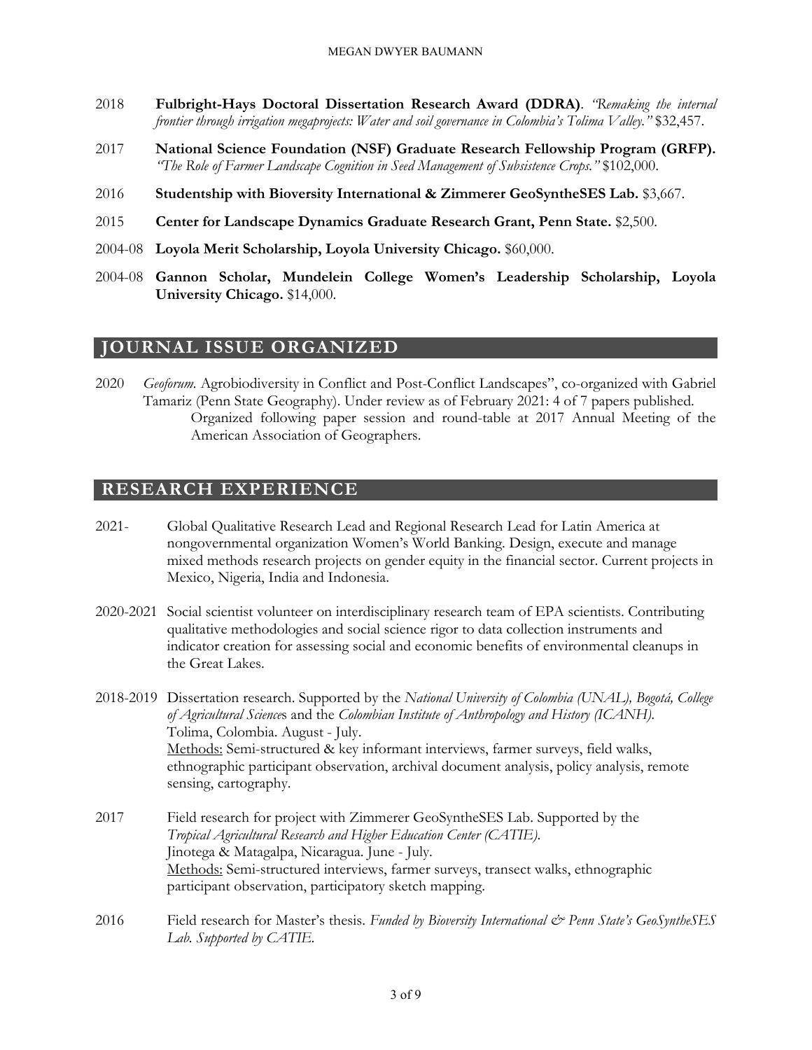2018 **Fulbright-Hays Doctoral Dissertation Research Award (DDRA)**. *"Remaking the internal frontier through irrigation megaprojects: Water and soil governance in Colombia's Tolima Valley."* $32,457.

2017 **National Science Foundation (NSF) Graduate Research Fellowship Program (GRFP).** *"The Role of Farmer Landscape Cognition in Seed Management of Subsistence Crops."* $102,000.

2016 **Studentship with Bioversity International & Zimmerer GeoSyntheSES Lab.** $3,667.

2015 **Center for Landscape Dynamics Graduate Research Grant, Penn State.** $2,500.

2004-08 **Loyola Merit Scholarship, Loyola University Chicago.** $60,000.

2004-08 **Gannon Scholar, Mundelein College Women's Leadership Scholarship, Loyola University Chicago.** $14,000.

## JOURNAL ISSUE ORGANIZED

2020 *Geoforum.* Agrobiodiversity in Conflict and Post-Conflict Landscapes", co-organized with Gabriel Tamariz (Penn State Geography). Under review as of February 2021: 4 of 7 papers published.
Organized following paper session and round-table at 2017 Annual Meeting of the American Association of Geographers.

## RESEARCH EXPERIENCE

2021- Global Qualitative Research Lead and Regional Research Lead for Latin America at nongovernmental organization Women's World Banking. Design, execute and manage mixed methods research projects on gender equity in the financial sector. Current projects in Mexico, Nigeria, India and Indonesia.

2020-2021 Social scientist volunteer on interdisciplinary research team of EPA scientists. Contributing qualitative methodologies and social science rigor to data collection instruments and indicator creation for assessing social and economic benefits of environmental cleanups in the Great Lakes.

2018-2019 Dissertation research. Supported by the *National University of Colombia (UNAL), Bogotá, College of Agricultural Sciences* and the *Colombian Institute of Anthropology and History (ICANH).*
Tolima, Colombia. August - July.
Methods: Semi-structured & key informant interviews, farmer surveys, field walks, ethnographic participant observation, archival document analysis, policy analysis, remote sensing, cartography.

2017 Field research for project with Zimmerer GeoSyntheSES Lab. Supported by the *Tropical Agricultural Research and Higher Education Center (CATIE).*
Jinotega & Matagalpa, Nicaragua. June - July.
Methods: Semi-structured interviews, farmer surveys, transect walks, ethnographic participant observation, participatory sketch mapping.

2016 Field research for Master's thesis. *Funded by Bioversity International & Penn State's GeoSyntheSES Lab. Supported by CATIE.*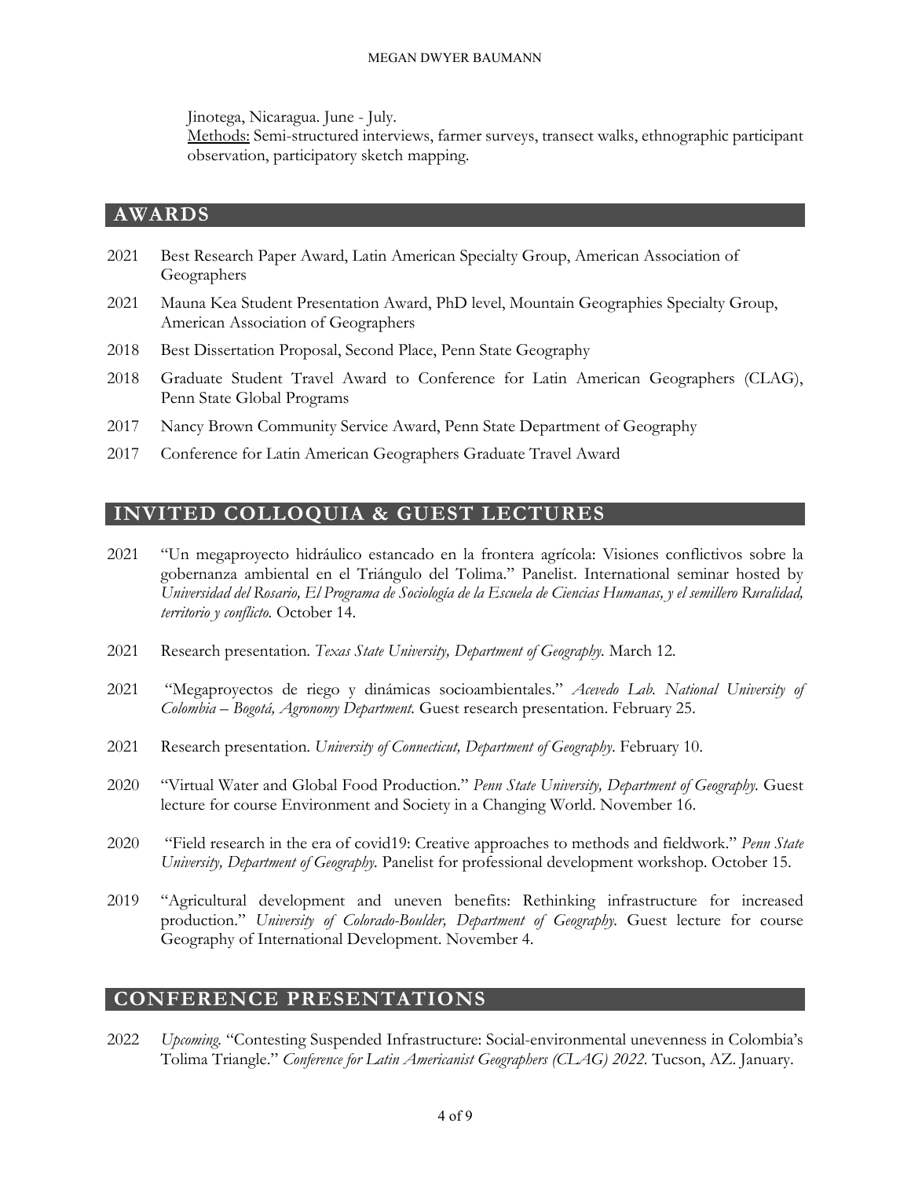Jinotega, Nicaragua. June - July.
Methods: Semi-structured interviews, farmer surveys, transect walks, ethnographic participant observation, participatory sketch mapping.

## AWARDS

2021 Best Research Paper Award, Latin American Specialty Group, American Association of Geographers

2021 Mauna Kea Student Presentation Award, PhD level, Mountain Geographies Specialty Group, American Association of Geographers

2018 Best Dissertation Proposal, Second Place, Penn State Geography

2018 Graduate Student Travel Award to Conference for Latin American Geographers (CLAG), Penn State Global Programs

2017 Nancy Brown Community Service Award, Penn State Department of Geography

2017 Conference for Latin American Geographers Graduate Travel Award

## INVITED COLLOQUIA & GUEST LECTURES

2021 "Un megaproyecto hidráulico estancado en la frontera agrícola: Visiones conflictivos sobre la gobernanza ambiental en el Triángulo del Tolima." Panelist. International seminar hosted by *Universidad del Rosario, El Programa de Sociología de la Escuela de Ciencias Humanas, y el semillero Ruralidad, territorio y conflicto.* October 14.

2021 Research presentation. *Texas State University, Department of Geography.* March 12.

2021 "Megaproyectos de riego y dinámicas socioambientales." *Acevedo Lab. National University of Colombia – Bogotá, Agronomy Department.* Guest research presentation. February 25.

2021 Research presentation. *University of Connecticut, Department of Geography*. February 10.

2020 "Virtual Water and Global Food Production." *Penn State University, Department of Geography.* Guest lecture for course Environment and Society in a Changing World. November 16.

2020 "Field research in the era of covid19: Creative approaches to methods and fieldwork." *Penn State University, Department of Geography.* Panelist for professional development workshop. October 15.

2019 "Agricultural development and uneven benefits: Rethinking infrastructure for increased production." *University of Colorado-Boulder, Department of Geography*. Guest lecture for course Geography of International Development. November 4.

## CONFERENCE PRESENTATIONS

2022 *Upcoming.* "Contesting Suspended Infrastructure: Social-environmental unevenness in Colombia's Tolima Triangle." *Conference for Latin Americanist Geographers (CLAG) 2022.* Tucson, AZ. January.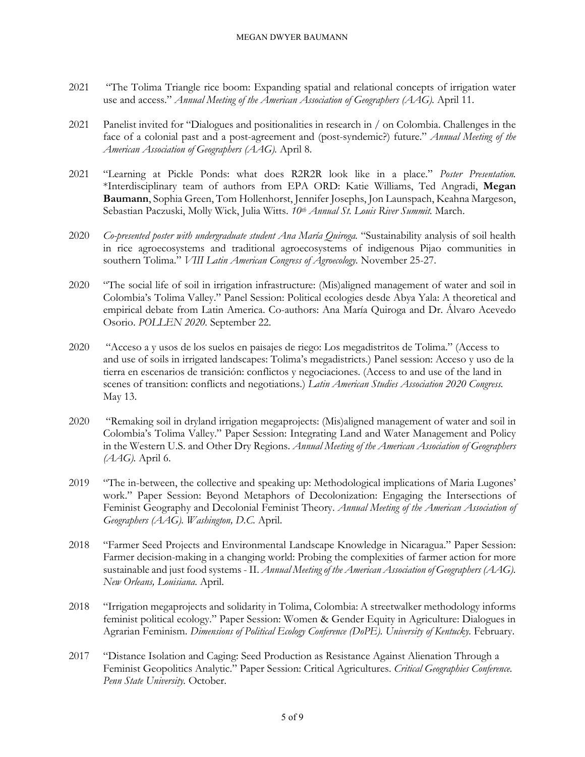2021 "The Tolima Triangle rice boom: Expanding spatial and relational concepts of irrigation water use and access." *Annual Meeting of the American Association of Geographers (AAG).* April 11.

2021 Panelist invited for "Dialogues and positionalities in research in / on Colombia. Challenges in the face of a colonial past and a post-agreement and (post-syndemic?) future." *Annual Meeting of the American Association of Geographers (AAG).* April 8.

2021 "Learning at Pickle Ponds: what does R2R2R look like in a place." *Poster Presentation.* *Interdisciplinary team of authors from EPA ORD: Katie Williams, Ted Angradi, **Megan Baumann**, Sophia Green, Tom Hollenhorst, Jennifer Josephs, Jon Launspach, Keahna Margeson, Sebastian Paczuski, Molly Wick, Julia Witts. *10th Annual St. Louis River Summit.* March.

2020 *Co-presented poster with undergraduate student Ana María Quiroga.* "Sustainability analysis of soil health in rice agroecosystems and traditional agroecosystems of indigenous Pijao communities in southern Tolima." *VIII Latin American Congress of Agroecology.* November 25-27.

2020 "The social life of soil in irrigation infrastructure: (Mis)aligned management of water and soil in Colombia's Tolima Valley." Panel Session: Political ecologies desde Abya Yala: A theoretical and empirical debate from Latin America. Co-authors: Ana María Quiroga and Dr. Álvaro Acevedo Osorio. *POLLEN 2020.* September 22.

2020 "Acceso a y usos de los suelos en paisajes de riego: Los megadistritos de Tolima." (Access to and use of soils in irrigated landscapes: Tolima's megadistricts.) Panel session: Acceso y uso de la tierra en escenarios de transición: conflictos y negociaciones. (Access to and use of the land in scenes of transition: conflicts and negotiations.) *Latin American Studies Association 2020 Congress.* May 13.

2020 "Remaking soil in dryland irrigation megaprojects: (Mis)aligned management of water and soil in Colombia's Tolima Valley." Paper Session: Integrating Land and Water Management and Policy in the Western U.S. and Other Dry Regions. *Annual Meeting of the American Association of Geographers (AAG).* April 6.

2019 "The in-between, the collective and speaking up: Methodological implications of Maria Lugones' work." Paper Session: Beyond Metaphors of Decolonization: Engaging the Intersections of Feminist Geography and Decolonial Feminist Theory. *Annual Meeting of the American Association of Geographers (AAG). Washington, D.C.* April.

2018 "Farmer Seed Projects and Environmental Landscape Knowledge in Nicaragua." Paper Session: Farmer decision-making in a changing world: Probing the complexities of farmer action for more sustainable and just food systems - II. *Annual Meeting of the American Association of Geographers (AAG). New Orleans, Louisiana.* April.

2018 "Irrigation megaprojects and solidarity in Tolima, Colombia: A streetwalker methodology informs feminist political ecology." Paper Session: Women & Gender Equity in Agriculture: Dialogues in Agrarian Feminism. *Dimensions of Political Ecology Conference (DoPE). University of Kentucky.* February.

2017 "Distance Isolation and Caging: Seed Production as Resistance Against Alienation Through a Feminist Geopolitics Analytic." Paper Session: Critical Agricultures. *Critical Geographies Conference. Penn State University.* October.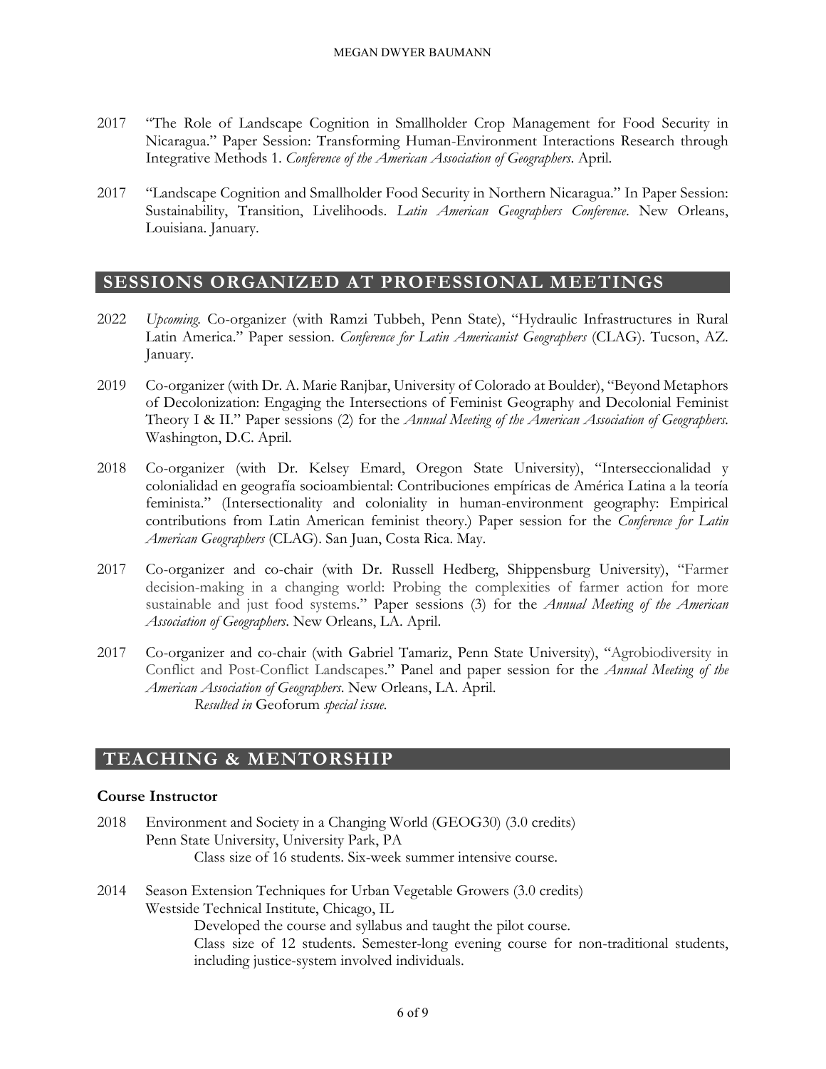2017 "The Role of Landscape Cognition in Smallholder Crop Management for Food Security in Nicaragua." Paper Session: Transforming Human-Environment Interactions Research through Integrative Methods 1. *Conference of the American Association of Geographers*. April.

2017 "Landscape Cognition and Smallholder Food Security in Northern Nicaragua." In Paper Session: Sustainability, Transition, Livelihoods. *Latin American Geographers Conference*. New Orleans, Louisiana. January.

## SESSIONS ORGANIZED AT PROFESSIONAL MEETINGS

2022 *Upcoming.* Co-organizer (with Ramzi Tubbeh, Penn State), "Hydraulic Infrastructures in Rural Latin America." Paper session. *Conference for Latin Americanist Geographers* (CLAG). Tucson, AZ. January.

2019 Co-organizer (with Dr. A. Marie Ranjbar, University of Colorado at Boulder), "Beyond Metaphors of Decolonization: Engaging the Intersections of Feminist Geography and Decolonial Feminist Theory I & II." Paper sessions (2) for the *Annual Meeting of the American Association of Geographers*. Washington, D.C. April.

2018 Co-organizer (with Dr. Kelsey Emard, Oregon State University), "Interseccionalidad y colonialidad en geografía socioambiental: Contribuciones empíricas de América Latina a la teoría feminista." (Intersectionality and coloniality in human-environment geography: Empirical contributions from Latin American feminist theory.) Paper session for the *Conference for Latin American Geographers* (CLAG). San Juan, Costa Rica. May.

2017 Co-organizer and co-chair (with Dr. Russell Hedberg, Shippensburg University), "Farmer decision-making in a changing world: Probing the complexities of farmer action for more sustainable and just food systems." Paper sessions (3) for the *Annual Meeting of the American Association of Geographers*. New Orleans, LA. April.

2017 Co-organizer and co-chair (with Gabriel Tamariz, Penn State University), "Agrobiodiversity in Conflict and Post-Conflict Landscapes." Panel and paper session for the *Annual Meeting of the American Association of Geographers*. New Orleans, LA. April.
*Resulted in* Geoforum *special issue.*

## TEACHING & MENTORSHIP

### Course Instructor

2018 Environment and Society in a Changing World (GEOG30) (3.0 credits)
Penn State University, University Park, PA
Class size of 16 students. Six-week summer intensive course.

2014 Season Extension Techniques for Urban Vegetable Growers (3.0 credits)
Westside Technical Institute, Chicago, IL
Developed the course and syllabus and taught the pilot course.
Class size of 12 students. Semester-long evening course for non-traditional students, including justice-system involved individuals.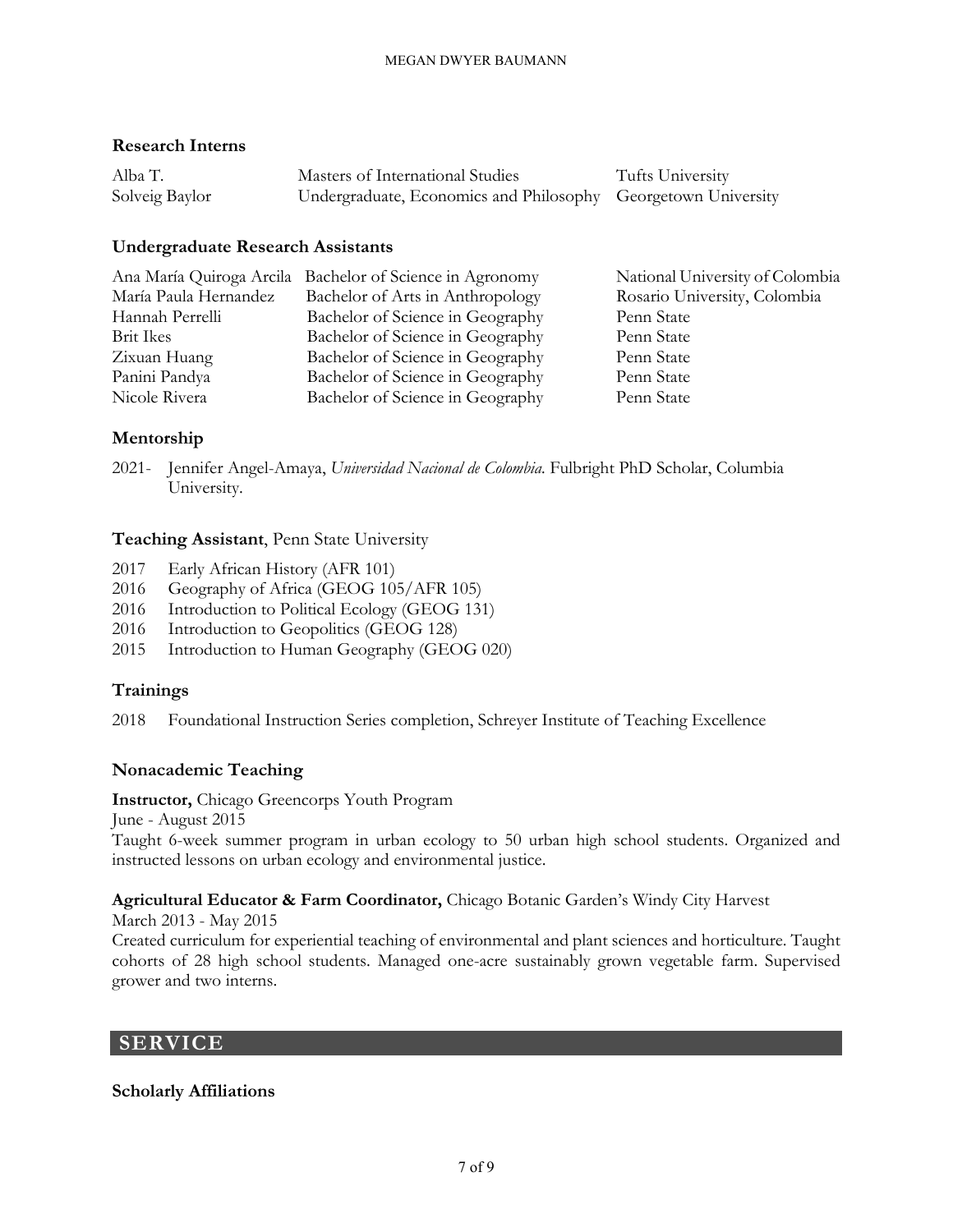### Research Interns

| | | |
|---|---|---|
| Alba T. | Masters of International Studies | Tufts University |
| Solveig Baylor | Undergraduate, Economics and Philosophy | Georgetown University |

### Undergraduate Research Assistants

| | | |
|---|---|---|
| Ana María Quiroga Arcila | Bachelor of Science in Agronomy | National University of Colombia |
| María Paula Hernandez | Bachelor of Arts in Anthropology | Rosario University, Colombia |
| Hannah Perrelli | Bachelor of Science in Geography | Penn State |
| Brit Ikes | Bachelor of Science in Geography | Penn State |
| Zixuan Huang | Bachelor of Science in Geography | Penn State |
| Panini Pandya | Bachelor of Science in Geography | Penn State |
| Nicole Rivera | Bachelor of Science in Geography | Penn State |

### Mentorship

2021- Jennifer Angel-Amaya, *Universidad Nacional de Colombia.* Fulbright PhD Scholar, Columbia University.

### Teaching Assistant, Penn State University

- 2017 Early African History (AFR 101)
- 2016 Geography of Africa (GEOG 105/AFR 105)
- 2016 Introduction to Political Ecology (GEOG 131)
- 2016 Introduction to Geopolitics (GEOG 128)
- 2015 Introduction to Human Geography (GEOG 020)

### Trainings

2018 Foundational Instruction Series completion, Schreyer Institute of Teaching Excellence

### Nonacademic Teaching

**Instructor,** Chicago Greencorps Youth Program
June - August 2015
Taught 6-week summer program in urban ecology to 50 urban high school students. Organized and instructed lessons on urban ecology and environmental justice.

**Agricultural Educator & Farm Coordinator,** Chicago Botanic Garden's Windy City Harvest
March 2013 - May 2015
Created curriculum for experiential teaching of environmental and plant sciences and horticulture. Taught cohorts of 28 high school students. Managed one-acre sustainably grown vegetable farm. Supervised grower and two interns.

## SERVICE

### Scholarly Affiliations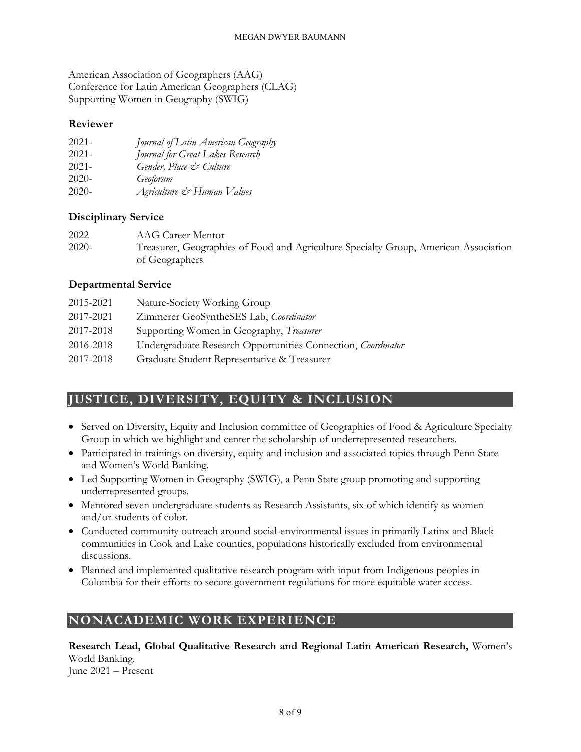American Association of Geographers (AAG)
Conference for Latin American Geographers (CLAG)
Supporting Women in Geography (SWIG)

### Reviewer

| | |
|---|---|
| 2021- | *Journal of Latin American Geography* |
| 2021- | *Journal for Great Lakes Research* |
| 2021- | *Gender, Place & Culture* |
| 2020- | *Geoforum* |
| 2020- | *Agriculture & Human Values* |

### Disciplinary Service

| | |
|---|---|
| 2022 | AAG Career Mentor |
| 2020- | Treasurer, Geographies of Food and Agriculture Specialty Group, American Association of Geographers |

### Departmental Service

| | |
|---|---|
| 2015-2021 | Nature-Society Working Group |
| 2017-2021 | Zimmerer GeoSyntheSES Lab, *Coordinator* |
| 2017-2018 | Supporting Women in Geography, *Treasurer* |
| 2016-2018 | Undergraduate Research Opportunities Connection, *Coordinator* |
| 2017-2018 | Graduate Student Representative & Treasurer |

## JUSTICE, DIVERSITY, EQUITY & INCLUSION

- Served on Diversity, Equity and Inclusion committee of Geographies of Food & Agriculture Specialty Group in which we highlight and center the scholarship of underrepresented researchers.
- Participated in trainings on diversity, equity and inclusion and associated topics through Penn State and Women's World Banking.
- Led Supporting Women in Geography (SWIG), a Penn State group promoting and supporting underrepresented groups.
- Mentored seven undergraduate students as Research Assistants, six of which identify as women and/or students of color.
- Conducted community outreach around social-environmental issues in primarily Latinx and Black communities in Cook and Lake counties, populations historically excluded from environmental discussions.
- Planned and implemented qualitative research program with input from Indigenous peoples in Colombia for their efforts to secure government regulations for more equitable water access.

## NONACADEMIC WORK EXPERIENCE

**Research Lead, Global Qualitative Research and Regional Latin American Research,** Women's World Banking.
June 2021 – Present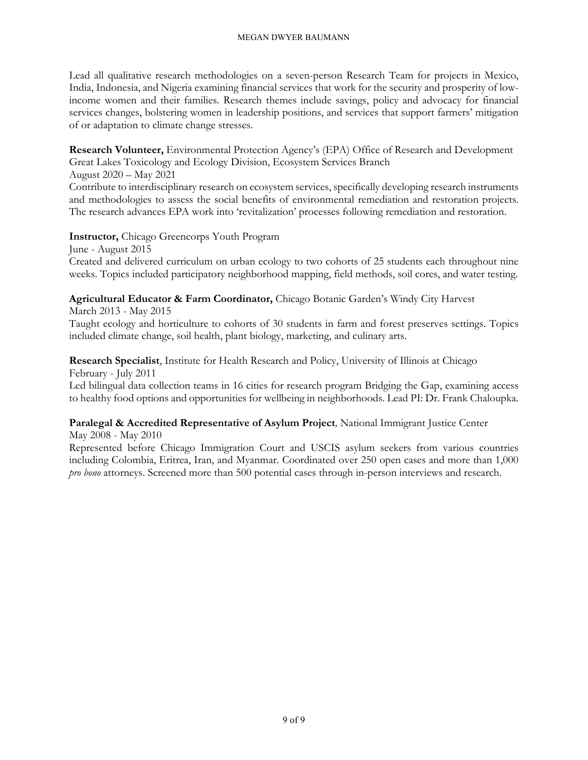Lead all qualitative research methodologies on a seven-person Research Team for projects in Mexico, India, Indonesia, and Nigeria examining financial services that work for the security and prosperity of low-income women and their families. Research themes include savings, policy and advocacy for financial services changes, bolstering women in leadership positions, and services that support farmers' mitigation of or adaptation to climate change stresses.

**Research Volunteer,** Environmental Protection Agency's (EPA) Office of Research and Development Great Lakes Toxicology and Ecology Division, Ecosystem Services Branch
August 2020 – May 2021
Contribute to interdisciplinary research on ecosystem services, specifically developing research instruments and methodologies to assess the social benefits of environmental remediation and restoration projects. The research advances EPA work into 'revitalization' processes following remediation and restoration.

**Instructor,** Chicago Greencorps Youth Program
June - August 2015
Created and delivered curriculum on urban ecology to two cohorts of 25 students each throughout nine weeks. Topics included participatory neighborhood mapping, field methods, soil cores, and water testing.

**Agricultural Educator & Farm Coordinator,** Chicago Botanic Garden's Windy City Harvest
March 2013 - May 2015
Taught ecology and horticulture to cohorts of 30 students in farm and forest preserves settings. Topics included climate change, soil health, plant biology, marketing, and culinary arts.

**Research Specialist**, Institute for Health Research and Policy, University of Illinois at Chicago
February - July 2011
Led bilingual data collection teams in 16 cities for research program Bridging the Gap, examining access to healthy food options and opportunities for wellbeing in neighborhoods. Lead PI: Dr. Frank Chaloupka.

**Paralegal & Accredited Representative of Asylum Project***,* National Immigrant Justice Center
May 2008 - May 2010
Represented before Chicago Immigration Court and USCIS asylum seekers from various countries including Colombia, Eritrea, Iran, and Myanmar. Coordinated over 250 open cases and more than 1,000 *pro bono* attorneys. Screened more than 500 potential cases through in-person interviews and research.